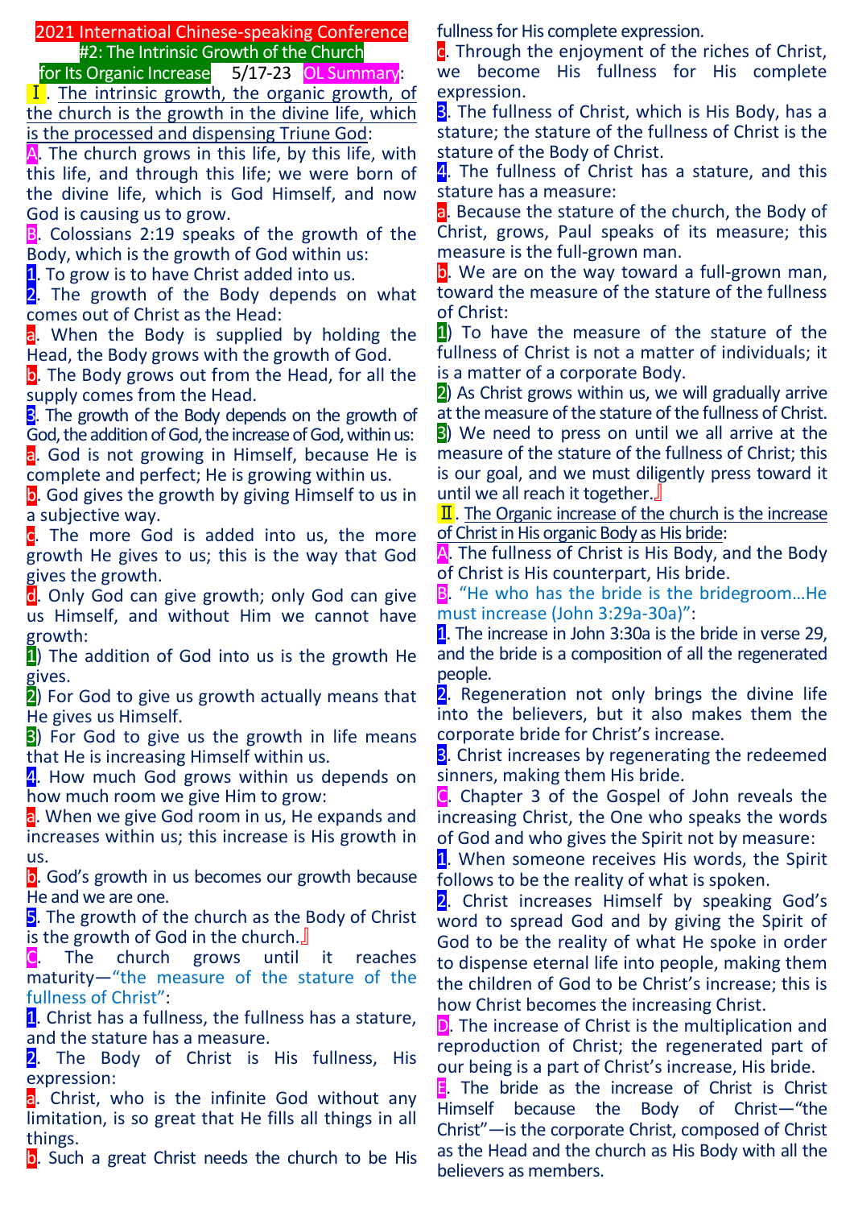# 2021 Internatioal Chinese-speaking Conference
## #2: The Intrinsic Growth of the Church for Its Organic Increase

5/17-23 OL Summary:

**Ⅰ. The intrinsic growth, the organic growth, of the church is the growth in the divine life, which is the processed and dispensing Triune God:**

A. The church grows in this life, by this life, with this life, and through this life; we were born of the divine life, which is God Himself, and now God is causing us to grow.

B. Colossians 2:19 speaks of the growth of the Body, which is the growth of God within us:

1. To grow is to have Christ added into us.
2. The growth of the Body depends on what comes out of Christ as the Head:
   - a. When the Body is supplied by holding the Head, the Body grows with the growth of God.
   - b. The Body grows out from the Head, for all the supply comes from the Head.
3. The growth of the Body depends on the growth of God, the addition of God, the increase of God, within us:
   - a. God is not growing in Himself, because He is complete and perfect; He is growing within us.
   - b. God gives the growth by giving Himself to us in a subjective way.
   - c. The more God is added into us, the more growth He gives to us; this is the way that God gives the growth.
   - d. Only God can give growth; only God can give us Himself, and without Him we cannot have growth:
     - 1) The addition of God into us is the growth He gives.
     - 2) For God to give us growth actually means that He gives us Himself.
     - 3) For God to give us the growth in life means that He is increasing Himself within us.
4. How much God grows within us depends on how much room we give Him to grow:
   - a. When we give God room in us, He expands and increases within us; this increase is His growth in us.
   - b. God's growth in us becomes our growth because He and we are one.
5. The growth of the church as the Body of Christ is the growth of God in the church.』

C. The church grows until it reaches maturity—"the measure of the stature of the fullness of Christ":

1. Christ has a fullness, the fullness has a stature, and the stature has a measure.
2. The Body of Christ is His fullness, His expression:
   - a. Christ, who is the infinite God without any limitation, is so great that He fills all things in all things.
   - b. Such a great Christ needs the church to be His fullness for His complete expression.
   - c. Through the enjoyment of the riches of Christ, we become His fullness for His complete expression.
3. The fullness of Christ, which is His Body, has a stature; the stature of the fullness of Christ is the stature of the Body of Christ.
4. The fullness of Christ has a stature, and this stature has a measure:
   - a. Because the stature of the church, the Body of Christ, grows, Paul speaks of its measure; this measure is the full-grown man.
   - b. We are on the way toward a full-grown man, toward the measure of the stature of the fullness of Christ:
     - 1) To have the measure of the stature of the fullness of Christ is not a matter of individuals; it is a matter of a corporate Body.
     - 2) As Christ grows within us, we will gradually arrive at the measure of the stature of the fullness of Christ.
     - 3) We need to press on until we all arrive at the measure of the stature of the fullness of Christ; this is our goal, and we must diligently press toward it until we all reach it together.』

**Ⅱ. The Organic increase of the church is the increase of Christ in His organic Body as His bride:**

A. The fullness of Christ is His Body, and the Body of Christ is His counterpart, His bride.

B. "He who has the bride is the bridegroom...He must increase (John 3:29a-30a)":

1. The increase in John 3:30a is the bride in verse 29, and the bride is a composition of all the regenerated people.
2. Regeneration not only brings the divine life into the believers, but it also makes them the corporate bride for Christ's increase.
3. Christ increases by regenerating the redeemed sinners, making them His bride.

C. Chapter 3 of the Gospel of John reveals the increasing Christ, the One who speaks the words of God and who gives the Spirit not by measure:

1. When someone receives His words, the Spirit follows to be the reality of what is spoken.
2. Christ increases Himself by speaking God's word to spread God and by giving the Spirit of God to be the reality of what He spoke in order to dispense eternal life into people, making them the children of God to be Christ's increase; this is how Christ becomes the increasing Christ.

D. The increase of Christ is the multiplication and reproduction of Christ; the regenerated part of our being is a part of Christ's increase, His bride.

E. The bride as the increase of Christ is Christ Himself because the Body of Christ—"the Christ"—is the corporate Christ, composed of Christ as the Head and the church as His Body with all the believers as members.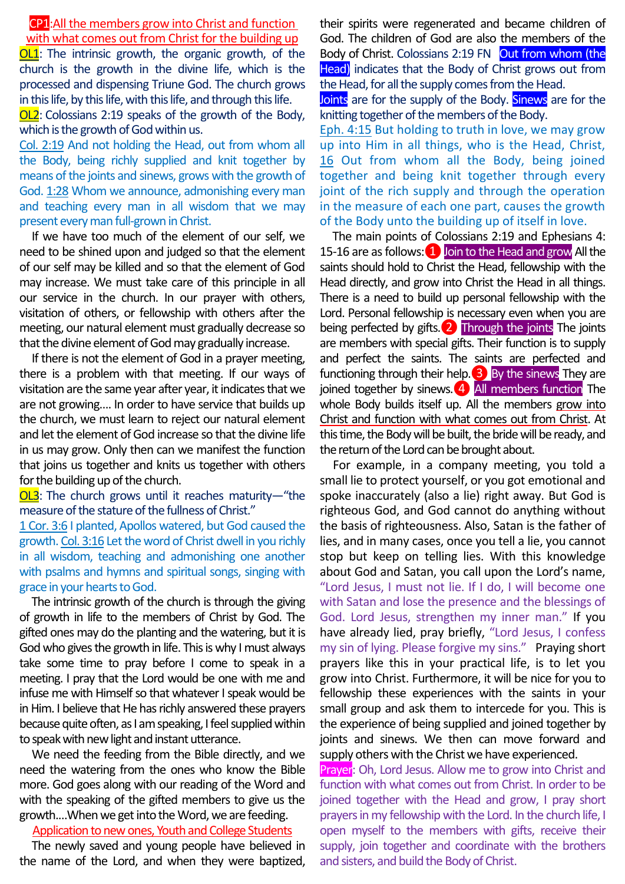**CP1**:All the members grow into Christ and function with what comes out from Christ for the building up

**OL1**: The intrinsic growth, the organic growth, of the church is the growth in the divine life, which is the processed and dispensing Triune God. The church grows in this life, by this life, with this life, and through this life.

**OL2**: Colossians 2:19 speaks of the growth of the Body, which is the growth of God within us.

Col. 2:19 And not holding the Head, out from whom all the Body, being richly supplied and knit together by means of the joints and sinews, grows with the growth of God. 1:28 Whom we announce, admonishing every man and teaching every man in all wisdom that we may present every man full-grown in Christ.

If we have too much of the element of our self, we need to be shined upon and judged so that the element of our self may be killed and so that the element of God may increase. We must take care of this principle in all our service in the church. In our prayer with others, visitation of others, or fellowship with others after the meeting, our natural element must gradually decrease so that the divine element of God may gradually increase.

If there is not the element of God in a prayer meeting, there is a problem with that meeting. If our ways of visitation are the same year after year, it indicates that we are not growing.... In order to have service that builds up the church, we must learn to reject our natural element and let the element of God increase so that the divine life in us may grow. Only then can we manifest the function that joins us together and knits us together with others for the building up of the church.

**OL3**: The church grows until it reaches maturity—"the measure of the stature of the fullness of Christ."

1 Cor. 3:6 I planted, Apollos watered, but God caused the growth. Col. 3:16 Let the word of Christ dwell in you richly in all wisdom, teaching and admonishing one another with psalms and hymns and spiritual songs, singing with grace in your hearts to God.

The intrinsic growth of the church is through the giving of growth in life to the members of Christ by God. The gifted ones may do the planting and the watering, but it is God who gives the growth in life. This is why I must always take some time to pray before I come to speak in a meeting. I pray that the Lord would be one with me and infuse me with Himself so that whatever I speak would be in Him. I believe that He has richly answered these prayers because quite often, as I am speaking, I feel supplied within to speak with new light and instant utterance.

We need the feeding from the Bible directly, and we need the watering from the ones who know the Bible more. God goes along with our reading of the Word and with the speaking of the gifted members to give us the growth....When we get into the Word, we are feeding.

**Application to new ones, Youth and College Students**

The newly saved and young people have believed in the name of the Lord, and when they were baptized, their spirits were regenerated and became children of God. The children of God are also the members of the Body of Christ. Colossians 2:19 FN **Out from whom (the Head)** indicates that the Body of Christ grows out from the Head, for all the supply comes from the Head.

**Joints** are for the supply of the Body. **Sinews** are for the knitting together of the members of the Body.

Eph. 4:15 But holding to truth in love, we may grow up into Him in all things, who is the Head, Christ, 16 Out from whom all the Body, being joined together and being knit together through every joint of the rich supply and through the operation in the measure of each one part, causes the growth of the Body unto the building up of itself in love.

The main points of Colossians 2:19 and Ephesians 4:15-16 are as follows: ❶ **Join to the Head and grow** All the saints should hold to Christ the Head, fellowship with the Head directly, and grow into Christ the Head in all things. There is a need to build up personal fellowship with the Lord. Personal fellowship is necessary even when you are being perfected by gifts. ❷ **Through the joints** The joints are members with special gifts. Their function is to supply and perfect the saints. The saints are perfected and functioning through their help. ❸ **By the sinews** They are joined together by sinews. ❹ **All members function** The whole Body builds itself up. All the members grow into Christ and function with what comes out from Christ. At this time, the Body will be built, the bride will be ready, and the return of the Lord can be brought about.

For example, in a company meeting, you told a small lie to protect yourself, or you got emotional and spoke inaccurately (also a lie) right away. But God is righteous God, and God cannot do anything without the basis of righteousness. Also, Satan is the father of lies, and in many cases, once you tell a lie, you cannot stop but keep on telling lies. With this knowledge about God and Satan, you call upon the Lord's name, "Lord Jesus, I must not lie. If I do, I will become one with Satan and lose the presence and the blessings of God. Lord Jesus, strengthen my inner man." If you have already lied, pray briefly, "Lord Jesus, I confess my sin of lying. Please forgive my sins." Praying short prayers like this in your practical life, is to let you grow into Christ. Furthermore, it will be nice for you to fellowship these experiences with the saints in your small group and ask them to intercede for you. This is the experience of being supplied and joined together by joints and sinews. We then can move forward and supply others with the Christ we have experienced.

**Prayer**: Oh, Lord Jesus. Allow me to grow into Christ and function with what comes out from Christ. In order to be joined together with the Head and grow, I pray short prayers in my fellowship with the Lord. In the church life, I open myself to the members with gifts, receive their supply, join together and coordinate with the brothers and sisters, and build the Body of Christ.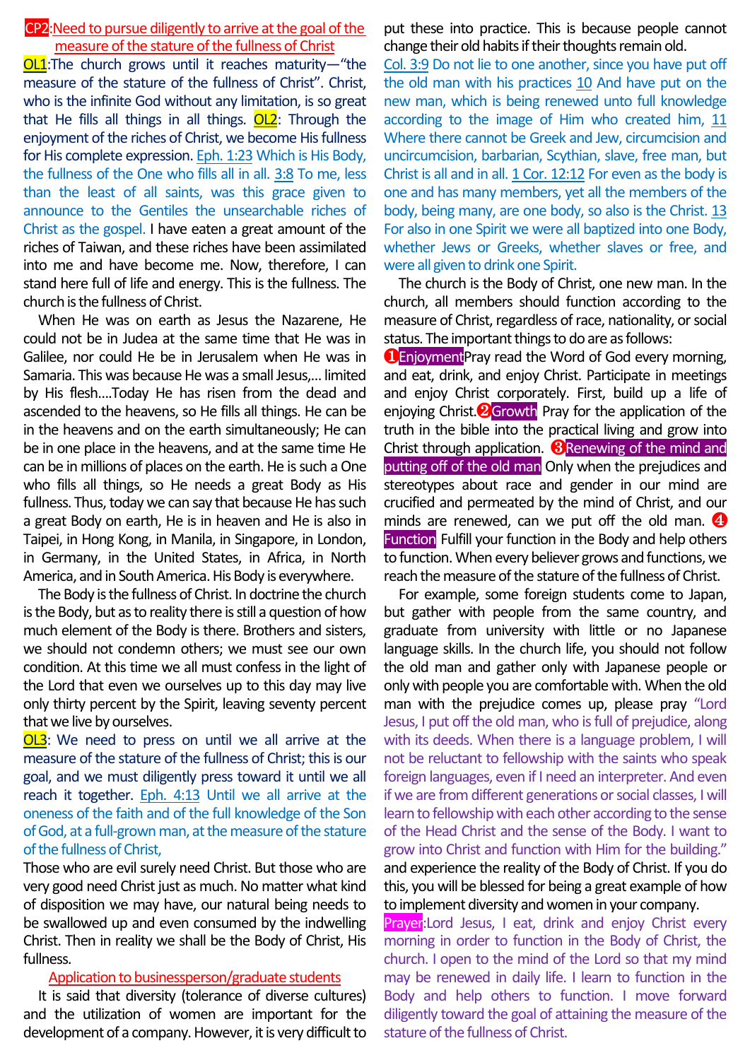## CP2: Need to pursue diligently to arrive at the goal of the measure of the stature of the fullness of Christ

**OL1**: The church grows until it reaches maturity—"the measure of the stature of the fullness of Christ". Christ, who is the infinite God without any limitation, is so great that He fills all things in all things. **OL2**: Through the enjoyment of the riches of Christ, we become His fullness for His complete expression. Eph. 1:23 Which is His Body, the fullness of the One who fills all in all. 3:8 To me, less than the least of all saints, was this grace given to announce to the Gentiles the unsearchable riches of Christ as the gospel. I have eaten a great amount of the riches of Taiwan, and these riches have been assimilated into me and have become me. Now, therefore, I can stand here full of life and energy. This is the fullness. The church is the fullness of Christ.

When He was on earth as Jesus the Nazarene, He could not be in Judea at the same time that He was in Galilee, nor could He be in Jerusalem when He was in Samaria. This was because He was a small Jesus,... limited by His flesh....Today He has risen from the dead and ascended to the heavens, so He fills all things. He can be in the heavens and on the earth simultaneously; He can be in one place in the heavens, and at the same time He can be in millions of places on the earth. He is such a One who fills all things, so He needs a great Body as His fullness. Thus, today we can say that because He has such a great Body on earth, He is in heaven and He is also in Taipei, in Hong Kong, in Manila, in Singapore, in London, in Germany, in the United States, in Africa, in North America, and in South America. His Body is everywhere.

The Body is the fullness of Christ. In doctrine the church is the Body, but as to reality there is still a question of how much element of the Body is there. Brothers and sisters, we should not condemn others; we must see our own condition. At this time we all must confess in the light of the Lord that even we ourselves up to this day may live only thirty percent by the Spirit, leaving seventy percent that we live by ourselves.

**OL3**: We need to press on until we all arrive at the measure of the stature of the fullness of Christ; this is our goal, and we must diligently press toward it until we all reach it together. Eph. 4:13 Until we all arrive at the oneness of the faith and of the full knowledge of the Son of God, at a full-grown man, at the measure of the stature of the fullness of Christ,

Those who are evil surely need Christ. But those who are very good need Christ just as much. No matter what kind of disposition we may have, our natural being needs to be swallowed up and even consumed by the indwelling Christ. Then in reality we shall be the Body of Christ, His fullness.

### Application to businessperson/graduate students

It is said that diversity (tolerance of diverse cultures) and the utilization of women are important for the development of a company. However, it is very difficult to put these into practice. This is because people cannot change their old habits if their thoughts remain old.

Col. 3:9 Do not lie to one another, since you have put off the old man with his practices 10 And have put on the new man, which is being renewed unto full knowledge according to the image of Him who created him, 11 Where there cannot be Greek and Jew, circumcision and uncircumcision, barbarian, Scythian, slave, free man, but Christ is all and in all. 1 Cor. 12:12 For even as the body is one and has many members, yet all the members of the body, being many, are one body, so also is the Christ. 13 For also in one Spirit we were all baptized into one Body, whether Jews or Greeks, whether slaves or free, and were all given to drink one Spirit.

The church is the Body of Christ, one new man. In the church, all members should function according to the measure of Christ, regardless of race, nationality, or social status. The important things to do are as follows:

❶**Enjoyment** Pray read the Word of God every morning, and eat, drink, and enjoy Christ. Participate in meetings and enjoy Christ corporately. First, build up a life of enjoying Christ. ❷**Growth** Pray for the application of the truth in the bible into the practical living and grow into Christ through application. ❸**Renewing of the mind and putting off of the old man** Only when the prejudices and stereotypes about race and gender in our mind are crucified and permeated by the mind of Christ, and our minds are renewed, can we put off the old man. ❹**Function** Fulfill your function in the Body and help others to function. When every believer grows and functions, we reach the measure of the stature of the fullness of Christ.

For example, some foreign students come to Japan, but gather with people from the same country, and graduate from university with little or no Japanese language skills. In the church life, you should not follow the old man and gather only with Japanese people or only with people you are comfortable with. When the old man with the prejudice comes up, please pray "Lord Jesus, I put off the old man, who is full of prejudice, along with its deeds. When there is a language problem, I will not be reluctant to fellowship with the saints who speak foreign languages, even if I need an interpreter. And even if we are from different generations or social classes, I will learn to fellowship with each other according to the sense of the Head Christ and the sense of the Body. I want to grow into Christ and function with Him for the building." and experience the reality of the Body of Christ. If you do this, you will be blessed for being a great example of how to implement diversity and women in your company.

**Prayer**: Lord Jesus, I eat, drink and enjoy Christ every morning in order to function in the Body of Christ, the church. I open to the mind of the Lord so that my mind may be renewed in daily life. I learn to function in the Body and help others to function. I move forward diligently toward the goal of attaining the measure of the stature of the fullness of Christ.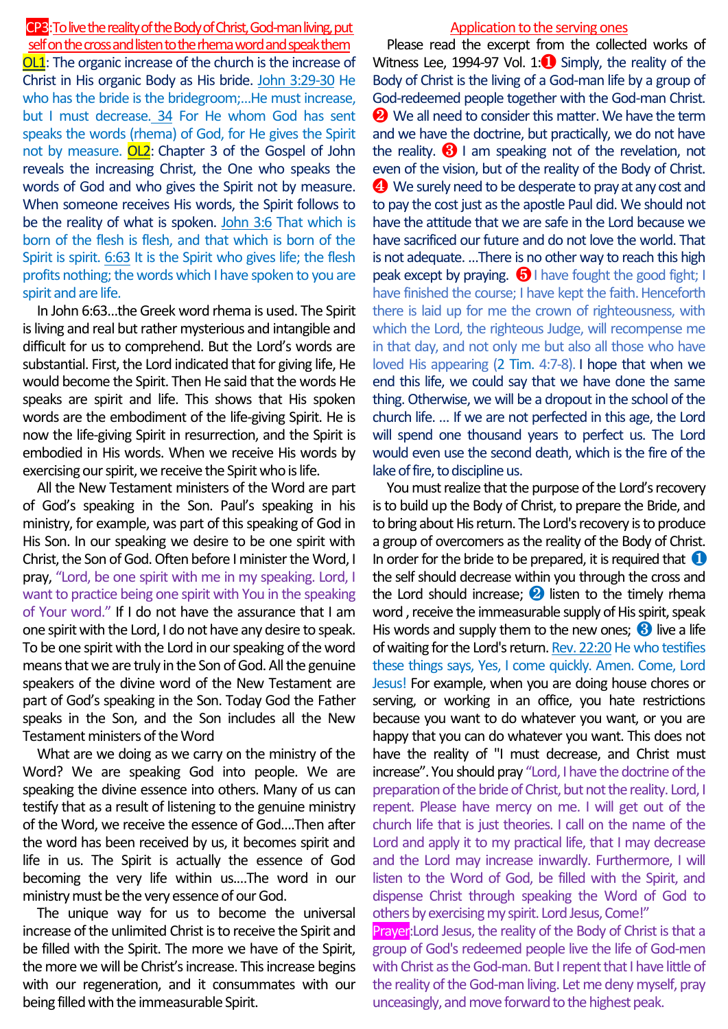**CP3: To live the reality of the Body of Christ, God-man living, put self on the cross and listen to the rhema word and speak them**

**OL1**: The organic increase of the church is the increase of Christ in His organic Body as His bride. John 3:29-30 He who has the bride is the bridegroom;...He must increase, but I must decrease. 34 For He whom God has sent speaks the words (rhema) of God, for He gives the Spirit not by measure. **OL2**: Chapter 3 of the Gospel of John reveals the increasing Christ, the One who speaks the words of God and who gives the Spirit not by measure. When someone receives His words, the Spirit follows to be the reality of what is spoken. John 3:6 That which is born of the flesh is flesh, and that which is born of the Spirit is spirit. 6:63 It is the Spirit who gives life; the flesh profits nothing; the words which I have spoken to you are spirit and are life.

In John 6:63...the Greek word rhema is used. The Spirit is living and real but rather mysterious and intangible and difficult for us to comprehend. But the Lord's words are substantial. First, the Lord indicated that for giving life, He would become the Spirit. Then He said that the words He speaks are spirit and life. This shows that His spoken words are the embodiment of the life-giving Spirit. He is now the life-giving Spirit in resurrection, and the Spirit is embodied in His words. When we receive His words by exercising our spirit, we receive the Spirit who is life.

All the New Testament ministers of the Word are part of God's speaking in the Son. Paul's speaking in his ministry, for example, was part of this speaking of God in His Son. In our speaking we desire to be one spirit with Christ, the Son of God. Often before I minister the Word, I pray, "Lord, be one spirit with me in my speaking. Lord, I want to practice being one spirit with You in the speaking of Your word." If I do not have the assurance that I am one spirit with the Lord, I do not have any desire to speak. To be one spirit with the Lord in our speaking of the word means that we are truly in the Son of God. All the genuine speakers of the divine word of the New Testament are part of God's speaking in the Son. Today God the Father speaks in the Son, and the Son includes all the New Testament ministers of the Word

What are we doing as we carry on the ministry of the Word? We are speaking God into people. We are speaking the divine essence into others. Many of us can testify that as a result of listening to the genuine ministry of the Word, we receive the essence of God....Then after the word has been received by us, it becomes spirit and life in us. The Spirit is actually the essence of God becoming the very life within us....The word in our ministry must be the very essence of our God.

The unique way for us to become the universal increase of the unlimited Christ is to receive the Spirit and be filled with the Spirit. The more we have of the Spirit, the more we will be Christ's increase. This increase begins with our regeneration, and it consummates with our being filled with the immeasurable Spirit.

**Application to the serving ones**

Please read the excerpt from the collected works of Witness Lee, 1994-97 Vol. 1: ❶ Simply, the reality of the Body of Christ is the living of a God-man life by a group of God-redeemed people together with the God-man Christ. ❷ We all need to consider this matter. We have the term and we have the doctrine, but practically, we do not have the reality. ❸ I am speaking not of the revelation, not even of the vision, but of the reality of the Body of Christ. ❹ We surely need to be desperate to pray at any cost and to pay the cost just as the apostle Paul did. We should not have the attitude that we are safe in the Lord because we have sacrificed our future and do not love the world. That is not adequate. ...There is no other way to reach this high peak except by praying. ❺ I have fought the good fight; I have finished the course; I have kept the faith. Henceforth there is laid up for me the crown of righteousness, with which the Lord, the righteous Judge, will recompense me in that day, and not only me but also all those who have loved His appearing (2 Tim. 4:7-8). I hope that when we end this life, we could say that we have done the same thing. Otherwise, we will be a dropout in the school of the church life. ... If we are not perfected in this age, the Lord will spend one thousand years to perfect us. The Lord would even use the second death, which is the fire of the lake of fire, to discipline us.

You must realize that the purpose of the Lord's recovery is to build up the Body of Christ, to prepare the Bride, and to bring about His return. The Lord's recovery is to produce a group of overcomers as the reality of the Body of Christ. In order for the bride to be prepared, it is required that ❶ the self should decrease within you through the cross and the Lord should increase; ❷ listen to the timely rhema word , receive the immeasurable supply of His spirit, speak His words and supply them to the new ones; ❸ live a life of waiting for the Lord's return. Rev. 22:20 He who testifies these things says, Yes, I come quickly. Amen. Come, Lord Jesus! For example, when you are doing house chores or serving, or working in an office, you hate restrictions because you want to do whatever you want, or you are happy that you can do whatever you want. This does not have the reality of "I must decrease, and Christ must increase". You should pray "Lord, I have the doctrine of the preparation of the bride of Christ, but not the reality. Lord, I repent. Please have mercy on me. I will get out of the church life that is just theories. I call on the name of the Lord and apply it to my practical life, that I may decrease and the Lord may increase inwardly. Furthermore, I will listen to the Word of God, be filled with the Spirit, and dispense Christ through speaking the Word of God to others by exercising my spirit. Lord Jesus, Come!"

**Prayer**: Lord Jesus, the reality of the Body of Christ is that a group of God's redeemed people live the life of God-men with Christ as the God-man. But I repent that I have little of the reality of the God-man living. Let me deny myself, pray unceasingly, and move forward to the highest peak.